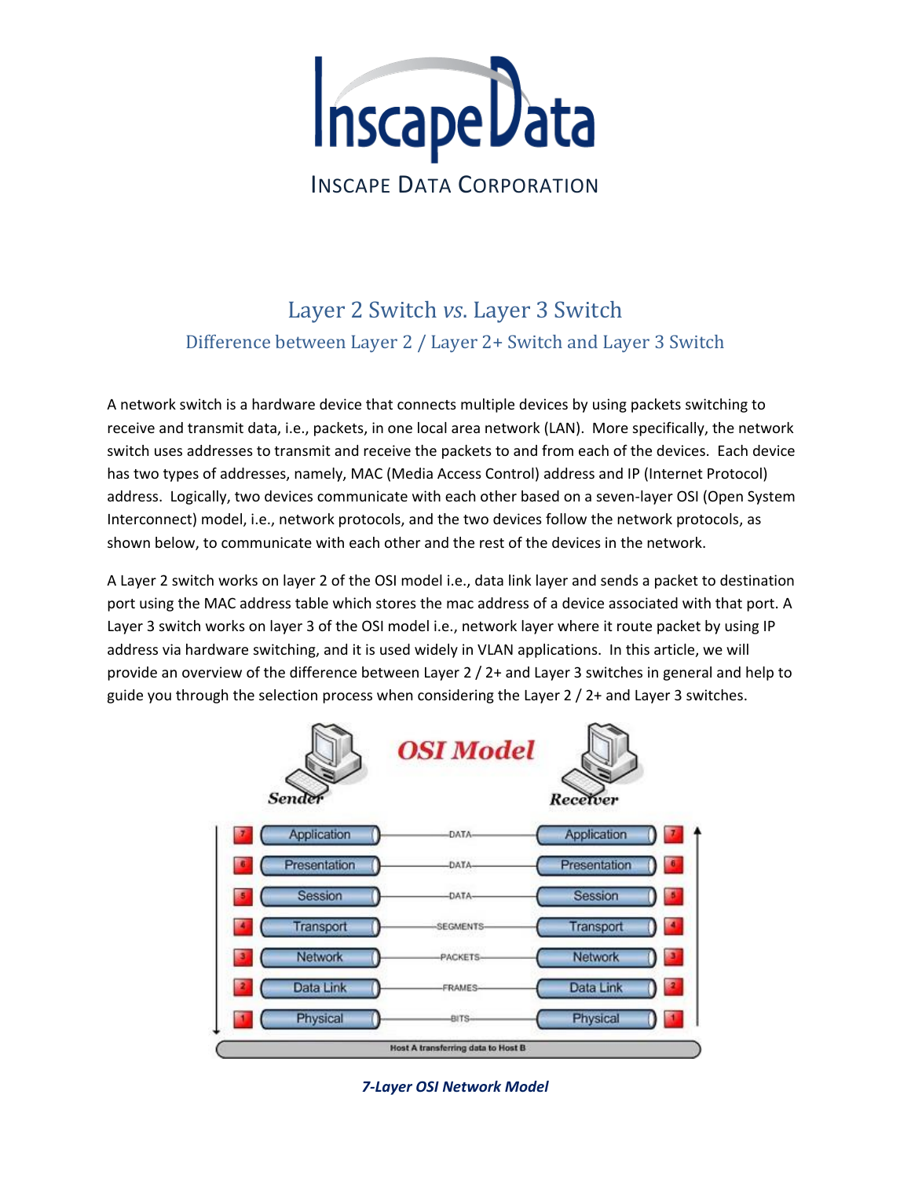InscapeData

INSCAPE DATA CORPORATION

# Layer 2 Switch *vs*. Layer 3 Switch

## Difference between Layer 2 / Layer 2+ Switch and Layer 3 Switch

A network switch is a hardware device that connects multiple devices by using packets switching to receive and transmit data, i.e., packets, in one local area network (LAN). More specifically, the network switch uses addresses to transmit and receive the packets to and from each of the devices. Each device has two types of addresses, namely, MAC (Media Access Control) address and IP (Internet Protocol) address. Logically, two devices communicate with each other based on a seven-layer OSI (Open System Interconnect) model, i.e., network protocols, and the two devices follow the network protocols, as shown below, to communicate with each other and the rest of the devices in the network.

A Layer 2 switch works on layer 2 of the OSI model i.e., data link layer and sends a packet to destination port using the MAC address table which stores the mac address of a device associated with that port. A Layer 3 switch works on layer 3 of the OSI model i.e., network layer where it route packet by using IP address via hardware switching, and it is used widely in VLAN applications. In this article, we will provide an overview of the difference between Layer 2 / 2+ and Layer 3 switches in general and help to guide you through the selection process when considering the Layer 2 / 2+ and Layer 3 switches.

*7-Layer OSI Network Model*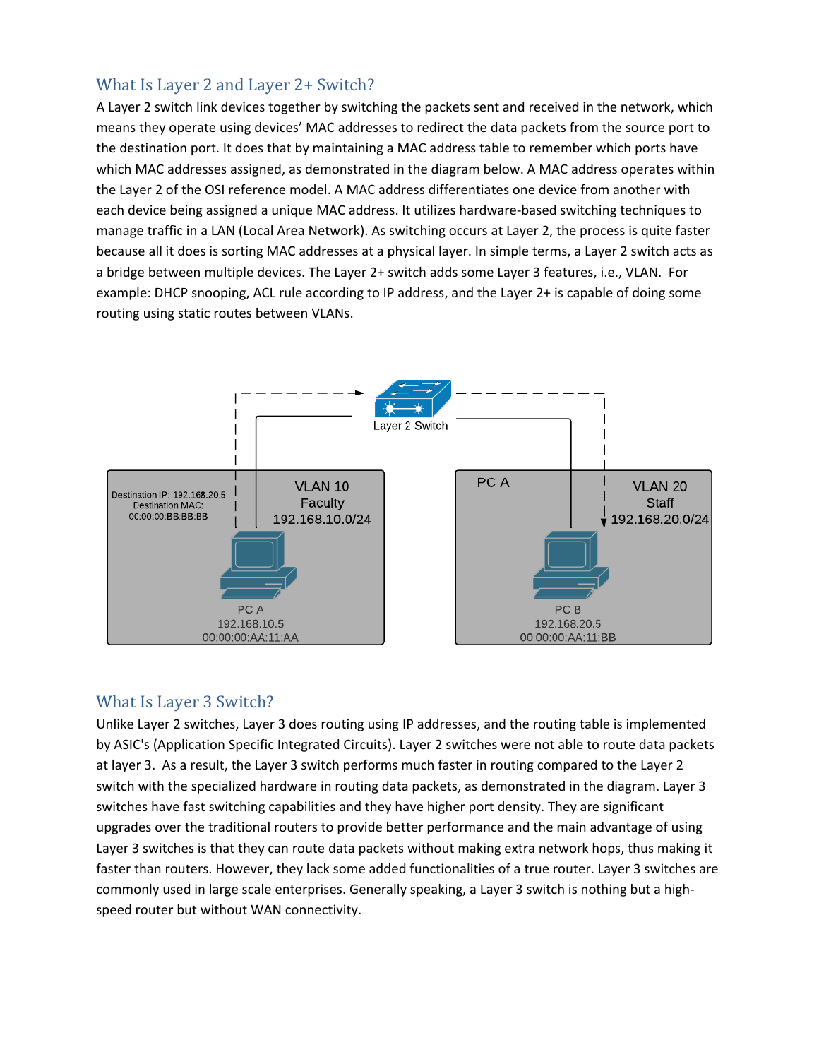## What Is Layer 2 and Layer 2+ Switch?

A Layer 2 switch link devices together by switching the packets sent and received in the network, which means they operate using devices' MAC addresses to redirect the data packets from the source port to the destination port. It does that by maintaining a MAC address table to remember which ports have which MAC addresses assigned, as demonstrated in the diagram below. A MAC address operates within the Layer 2 of the OSI reference model. A MAC address differentiates one device from another with each device being assigned a unique MAC address. It utilizes hardware-based switching techniques to manage traffic in a LAN (Local Area Network). As switching occurs at Layer 2, the process is quite faster because all it does is sorting MAC addresses at a physical layer. In simple terms, a Layer 2 switch acts as a bridge between multiple devices. The Layer 2+ switch adds some Layer 3 features, i.e., VLAN. For example: DHCP snooping, ACL rule according to IP address, and the Layer 2+ is capable of doing some routing using static routes between VLANs.

## What Is Layer 3 Switch?

Unlike Layer 2 switches, Layer 3 does routing using IP addresses, and the routing table is implemented by ASIC's (Application Specific Integrated Circuits). Layer 2 switches were not able to route data packets at layer 3. As a result, the Layer 3 switch performs much faster in routing compared to the Layer 2 switch with the specialized hardware in routing data packets, as demonstrated in the diagram. Layer 3 switches have fast switching capabilities and they have higher port density. They are significant upgrades over the traditional routers to provide better performance and the main advantage of using Layer 3 switches is that they can route data packets without making extra network hops, thus making it faster than routers. However, they lack some added functionalities of a true router. Layer 3 switches are commonly used in large scale enterprises. Generally speaking, a Layer 3 switch is nothing but a high-speed router but without WAN connectivity.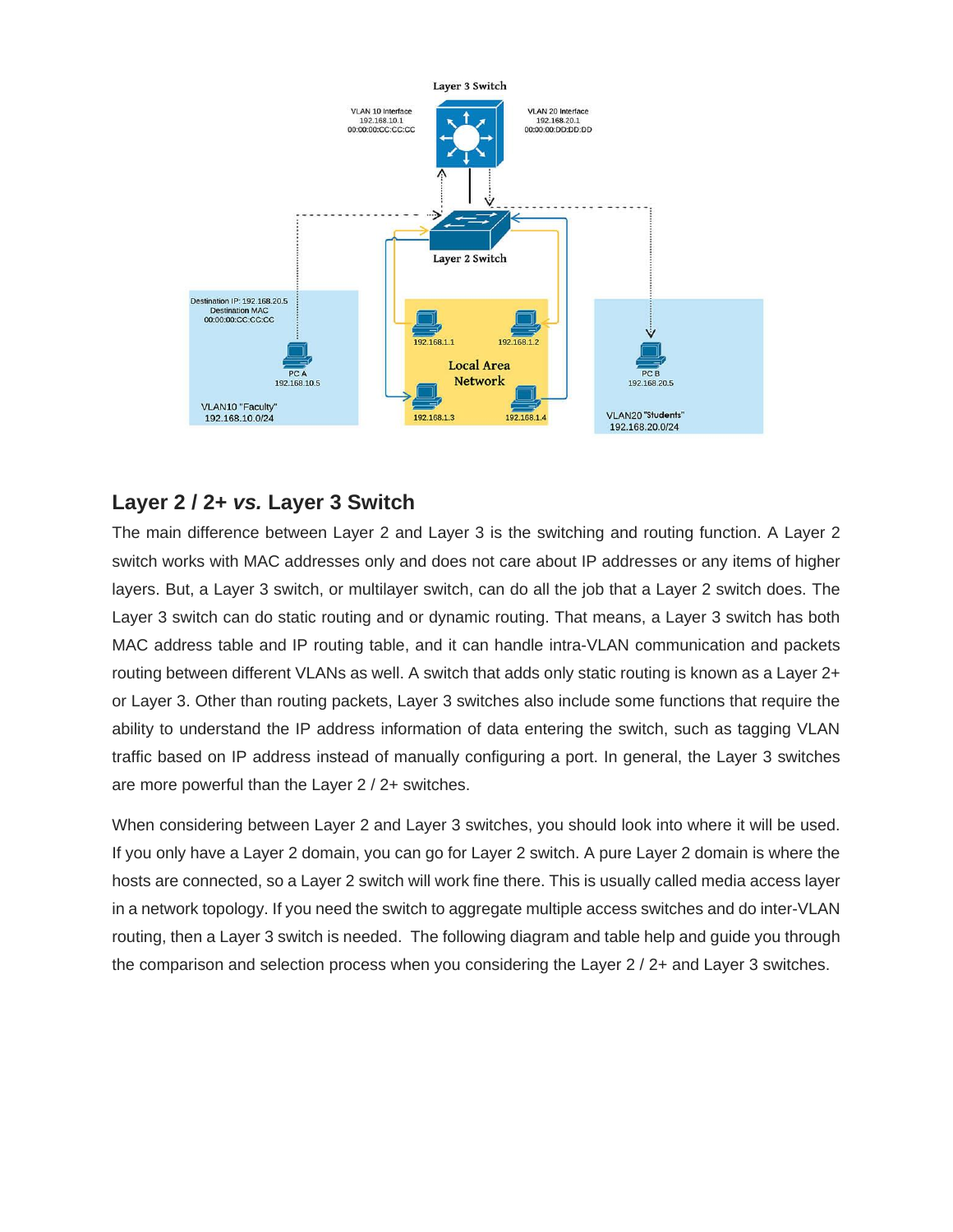## Layer 2 / 2+ *vs.* Layer 3 Switch

The main difference between Layer 2 and Layer 3 is the switching and routing function. A Layer 2 switch works with MAC addresses only and does not care about IP addresses or any items of higher layers. But, a Layer 3 switch, or multilayer switch, can do all the job that a Layer 2 switch does. The Layer 3 switch can do static routing and or dynamic routing. That means, a Layer 3 switch has both MAC address table and IP routing table, and it can handle intra-VLAN communication and packets routing between different VLANs as well. A switch that adds only static routing is known as a Layer 2+ or Layer 3. Other than routing packets, Layer 3 switches also include some functions that require the ability to understand the IP address information of data entering the switch, such as tagging VLAN traffic based on IP address instead of manually configuring a port. In general, the Layer 3 switches are more powerful than the Layer 2 / 2+ switches.

When considering between Layer 2 and Layer 3 switches, you should look into where it will be used. If you only have a Layer 2 domain, you can go for Layer 2 switch. A pure Layer 2 domain is where the hosts are connected, so a Layer 2 switch will work fine there. This is usually called media access layer in a network topology. If you need the switch to aggregate multiple access switches and do inter-VLAN routing, then a Layer 3 switch is needed. The following diagram and table help and guide you through the comparison and selection process when you considering the Layer 2 / 2+ and Layer 3 switches.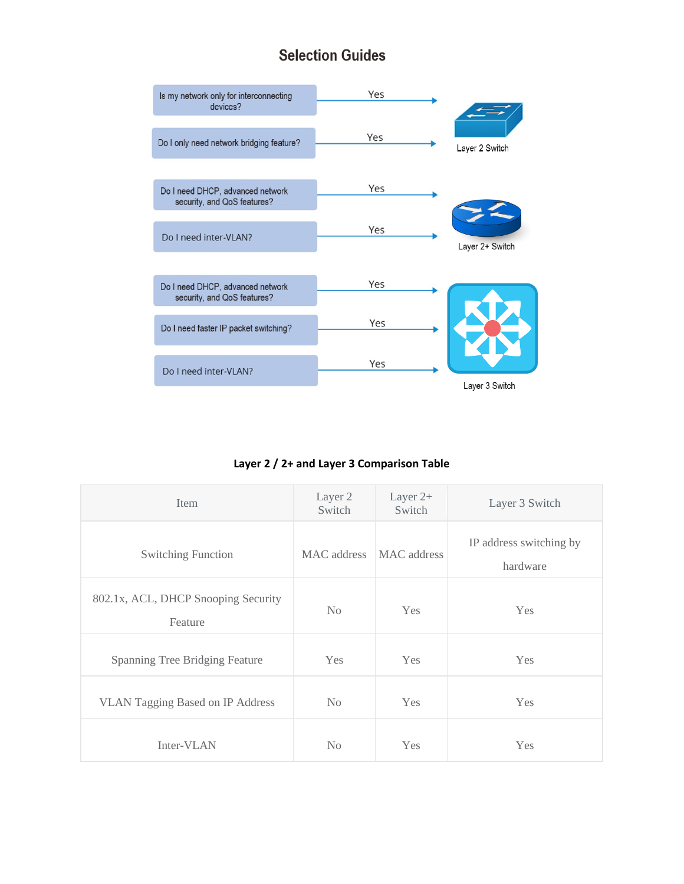## Selection Guides

Is my network only for interconnecting devices? — Yes → Layer 2 Switch

Do I only need network bridging feature? — Yes → Layer 2 Switch

Do I need DHCP, advanced network security, and QoS features? — Yes → Layer 2+ Switch

Do I need inter-VLAN? — Yes → Layer 2+ Switch

Do I need DHCP, advanced network security, and QoS features? — Yes → Layer 3 Switch

Do I need faster IP packet switching? — Yes → Layer 3 Switch

Do I need inter-VLAN? — Yes → Layer 3 Switch

**Layer 2 / 2+ and Layer 3 Comparison Table**

| Item | Layer 2 Switch | Layer 2+ Switch | Layer 3 Switch |
|---|---|---|---|
| Switching Function | MAC address | MAC address | IP address switching by hardware |
| 802.1x, ACL, DHCP Snooping Security Feature | No | Yes | Yes |
| Spanning Tree Bridging Feature | Yes | Yes | Yes |
| VLAN Tagging Based on IP Address | No | Yes | Yes |
| Inter-VLAN | No | Yes | Yes |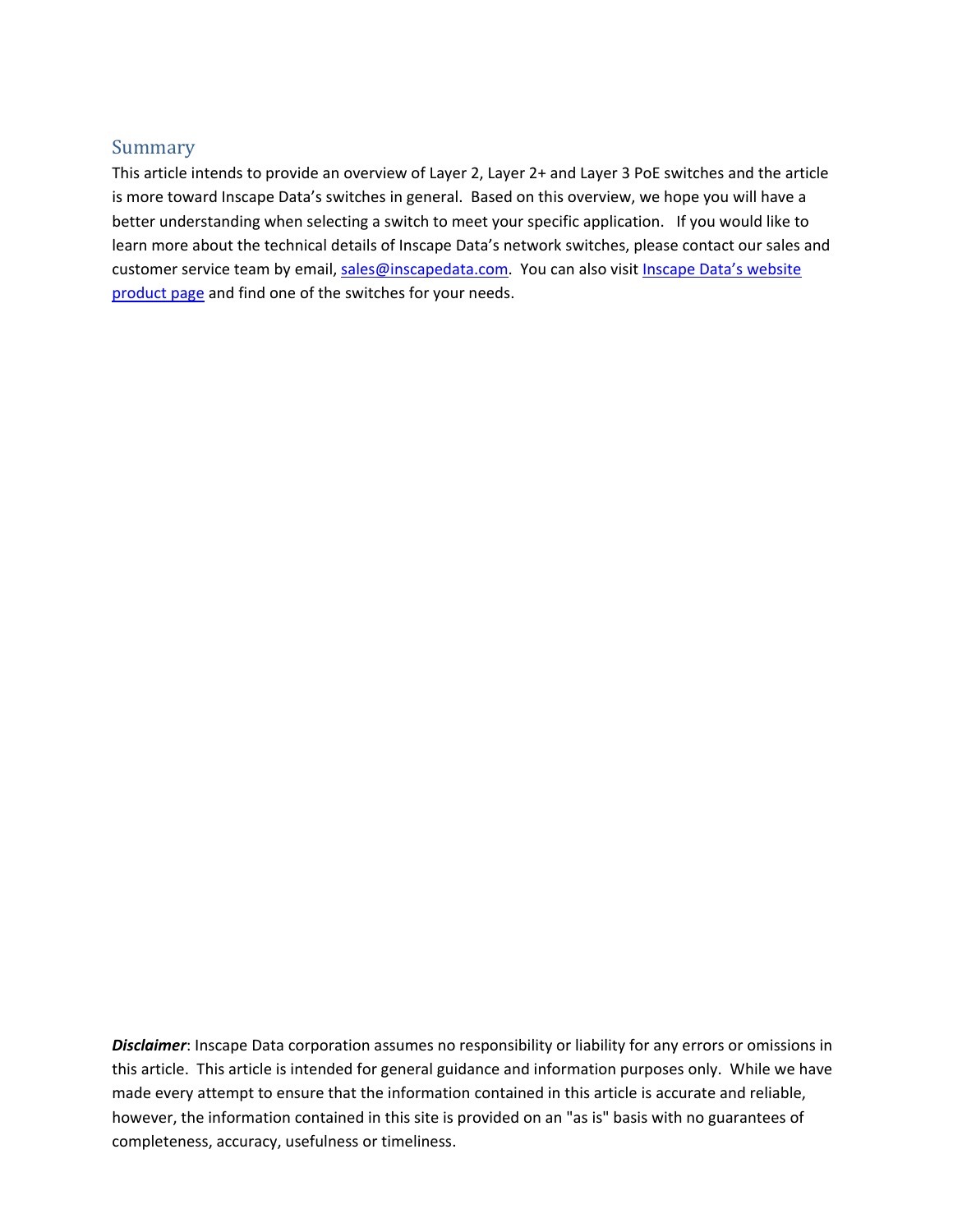## Summary

This article intends to provide an overview of Layer 2, Layer 2+ and Layer 3 PoE switches and the article is more toward Inscape Data's switches in general. Based on this overview, we hope you will have a better understanding when selecting a switch to meet your specific application. If you would like to learn more about the technical details of Inscape Data's network switches, please contact our sales and customer service team by email, sales@inscapedata.com. You can also visit Inscape Data's website product page and find one of the switches for your needs.

***Disclaimer***: Inscape Data corporation assumes no responsibility or liability for any errors or omissions in this article. This article is intended for general guidance and information purposes only. While we have made every attempt to ensure that the information contained in this article is accurate and reliable, however, the information contained in this site is provided on an "as is" basis with no guarantees of completeness, accuracy, usefulness or timeliness.